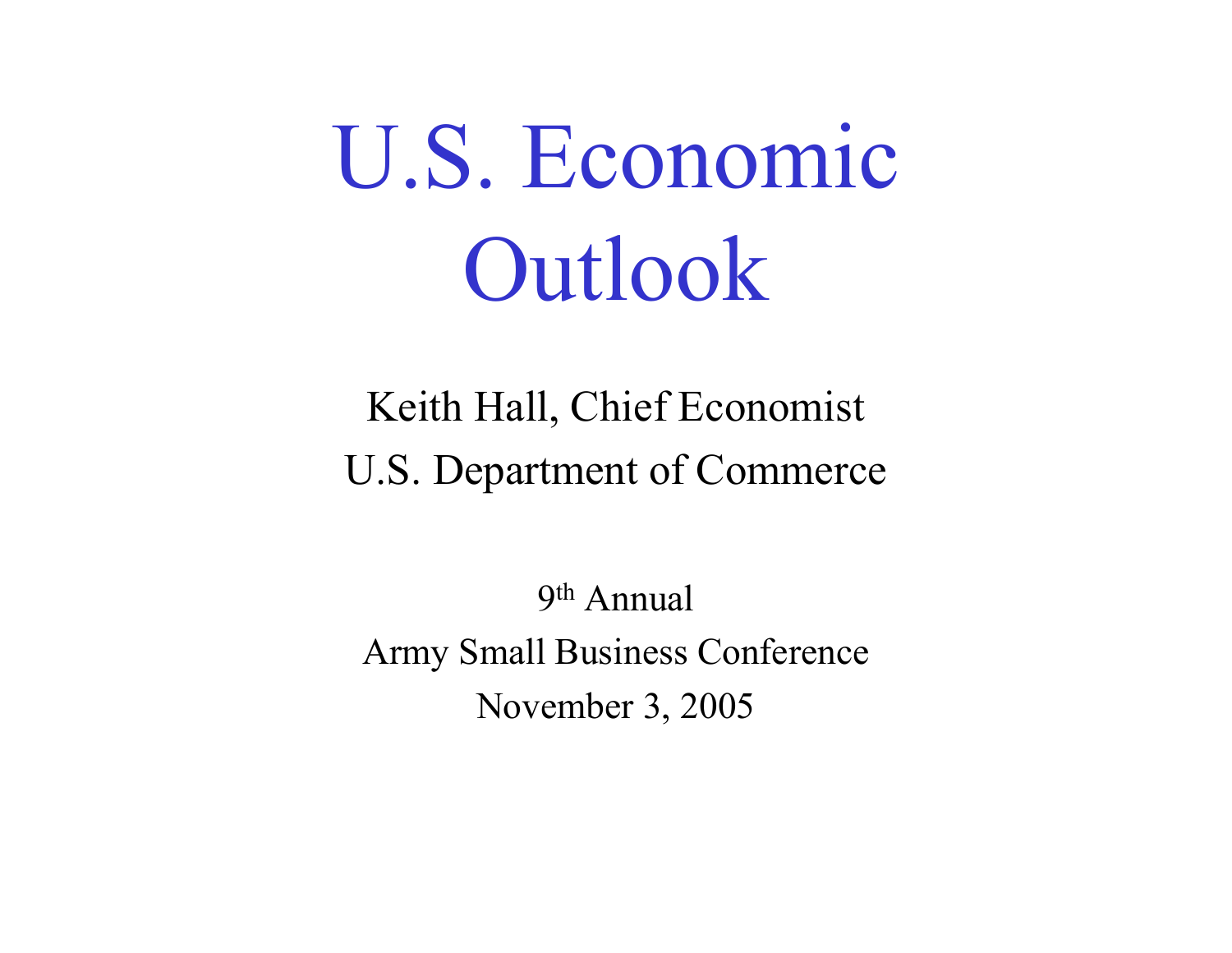# U.S. Economic Outlook

Keith Hall, Chief Economist

U.S. Department of Commerce

9th Annual

Army Small Business Conference

November 3, 2005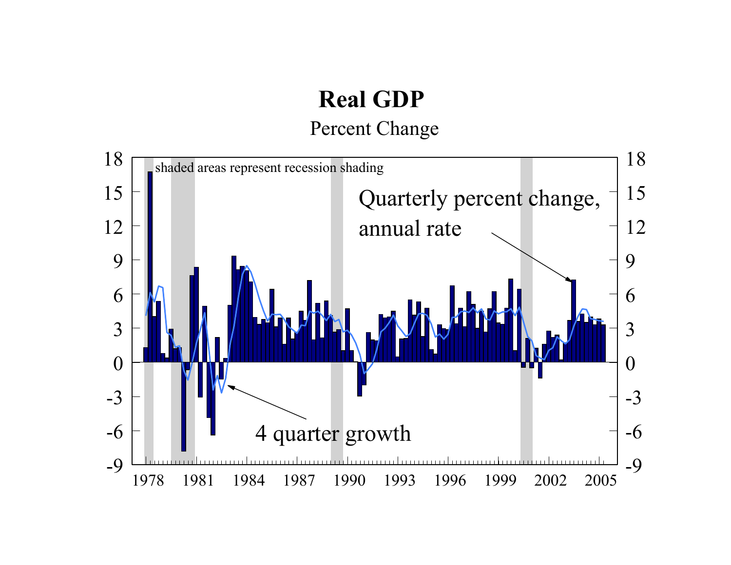# Real GDP

Percent Change

shaded areas represent recession shading

Quarterly percent change, annual rate

4 quarter growth

1978 1981 1984 1987 1990 1993 1996 1999 2002 2005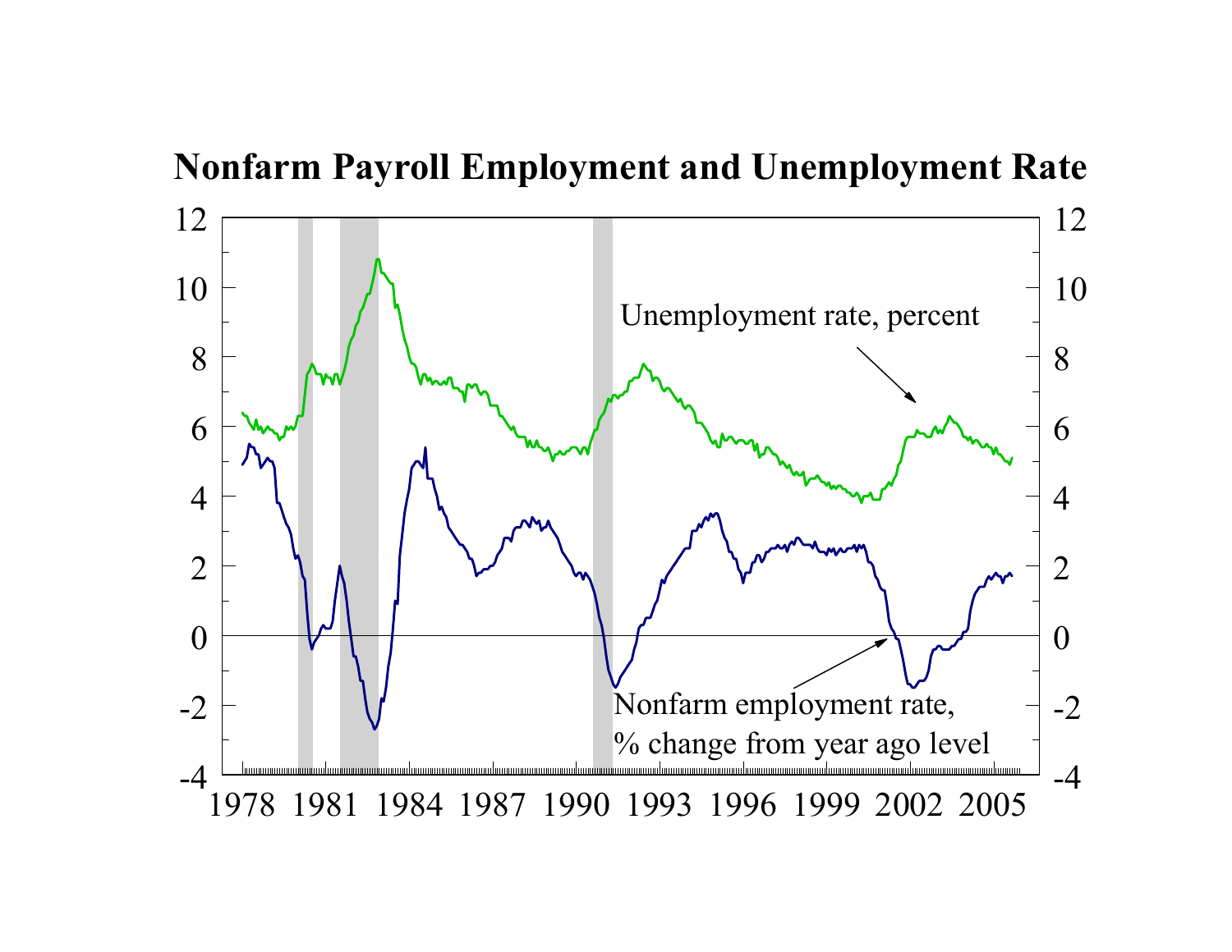# Nonfarm Payroll Employment and Unemployment Rate

Unemployment rate, percent

Nonfarm employment rate, % change from year ago level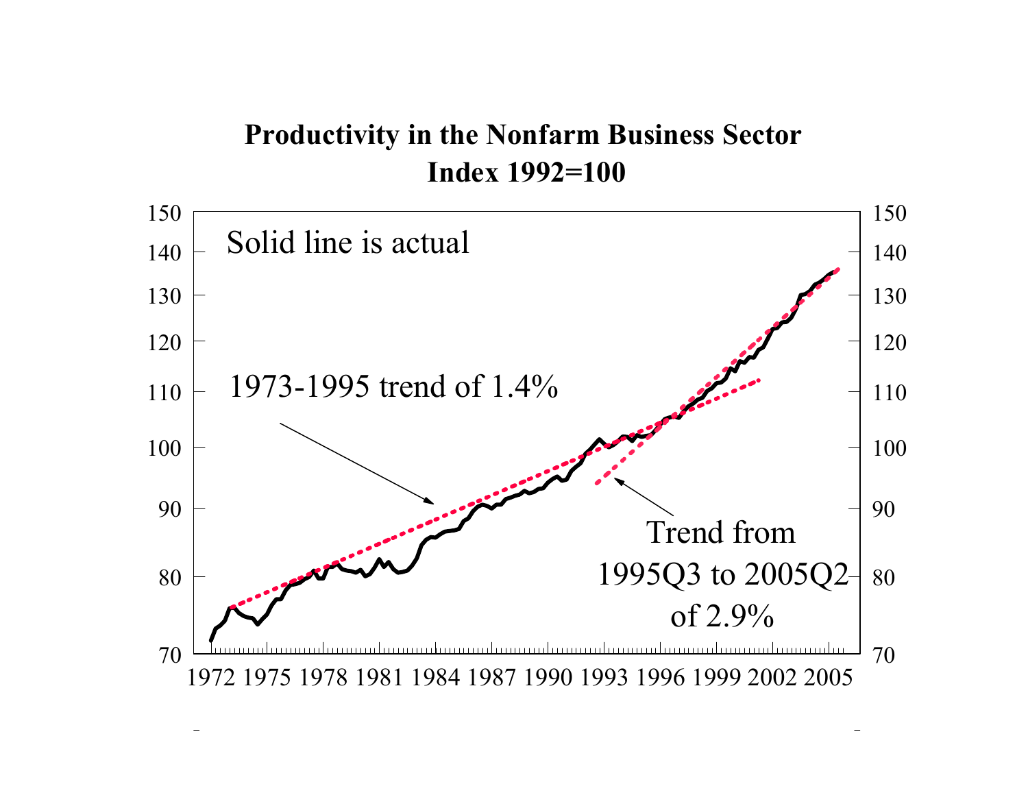# Productivity in the Nonfarm Business Sector
## Index 1992=100

Solid line is actual

1973-1995 trend of 1.4%

Trend from 1995Q3 to 2005Q2 of 2.9%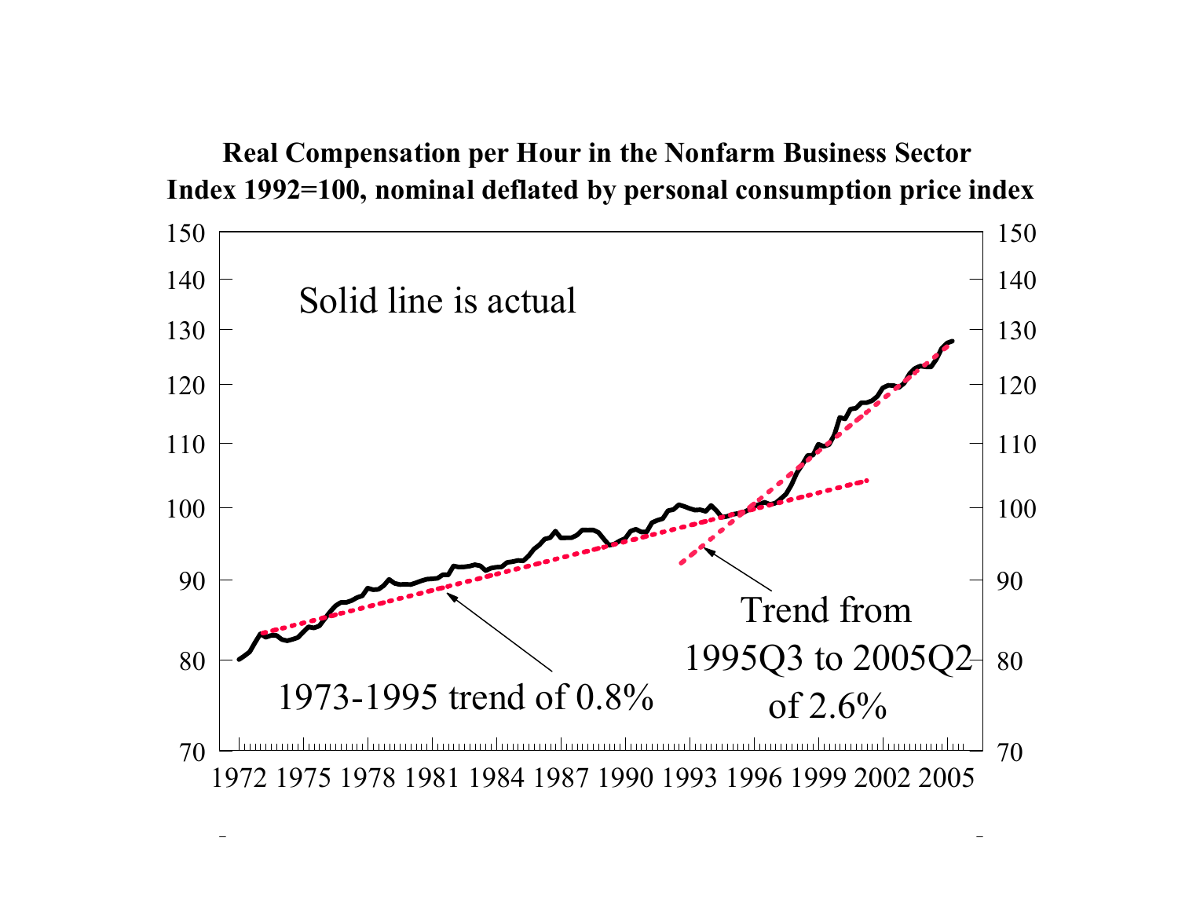**Real Compensation per Hour in the Nonfarm Business Sector**
**Index 1992=100, nominal deflated by personal consumption price index**

Solid line is actual

1973-1995 trend of 0.8%

Trend from 1995Q3 to 2005Q2 of 2.6%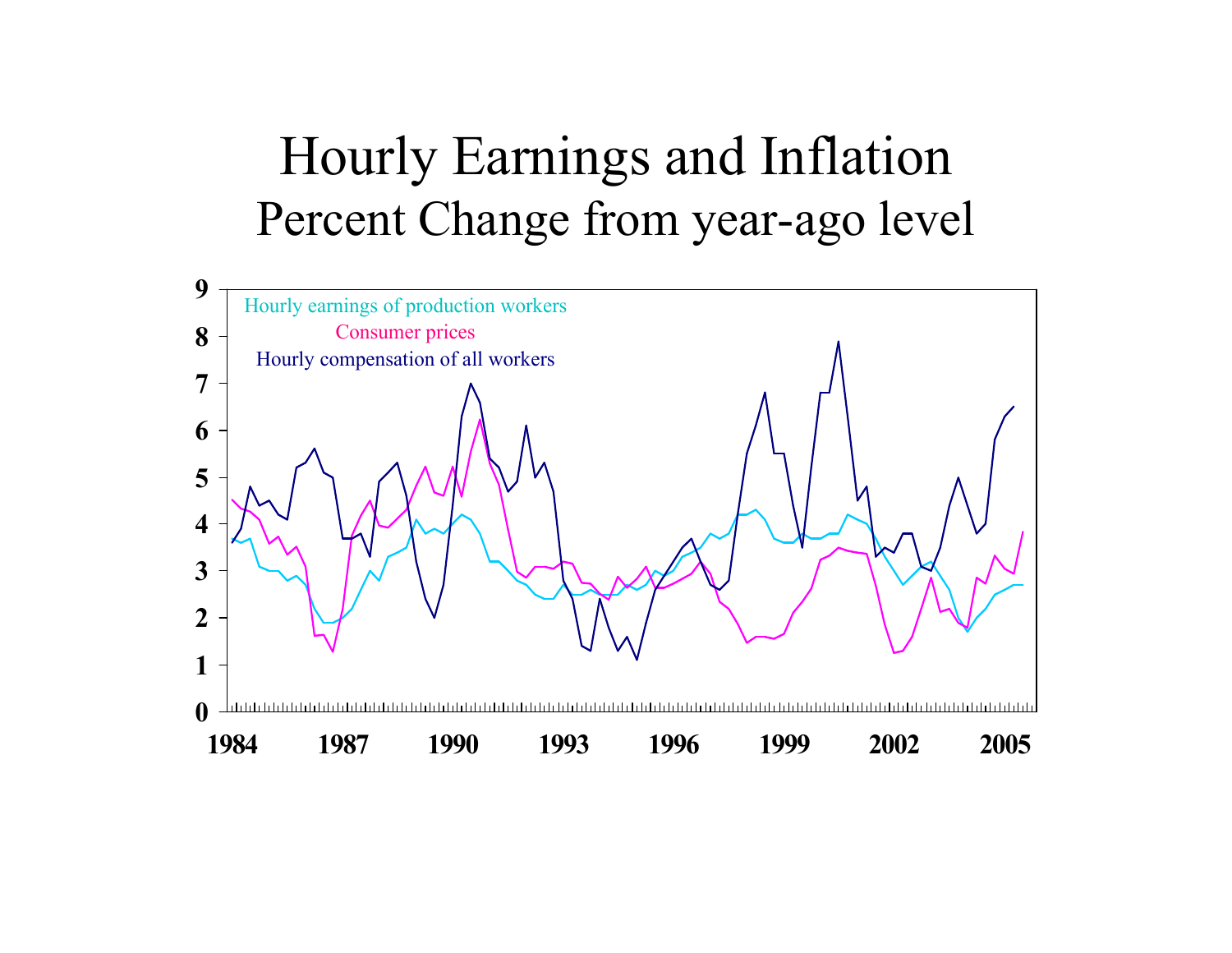# Hourly Earnings and Inflation

## Percent Change from year-ago level

Hourly earnings of production workers

Consumer prices

Hourly compensation of all workers

9
8
7
6
5
4
3
2
1
0

1984 1987 1990 1993 1996 1999 2002 2005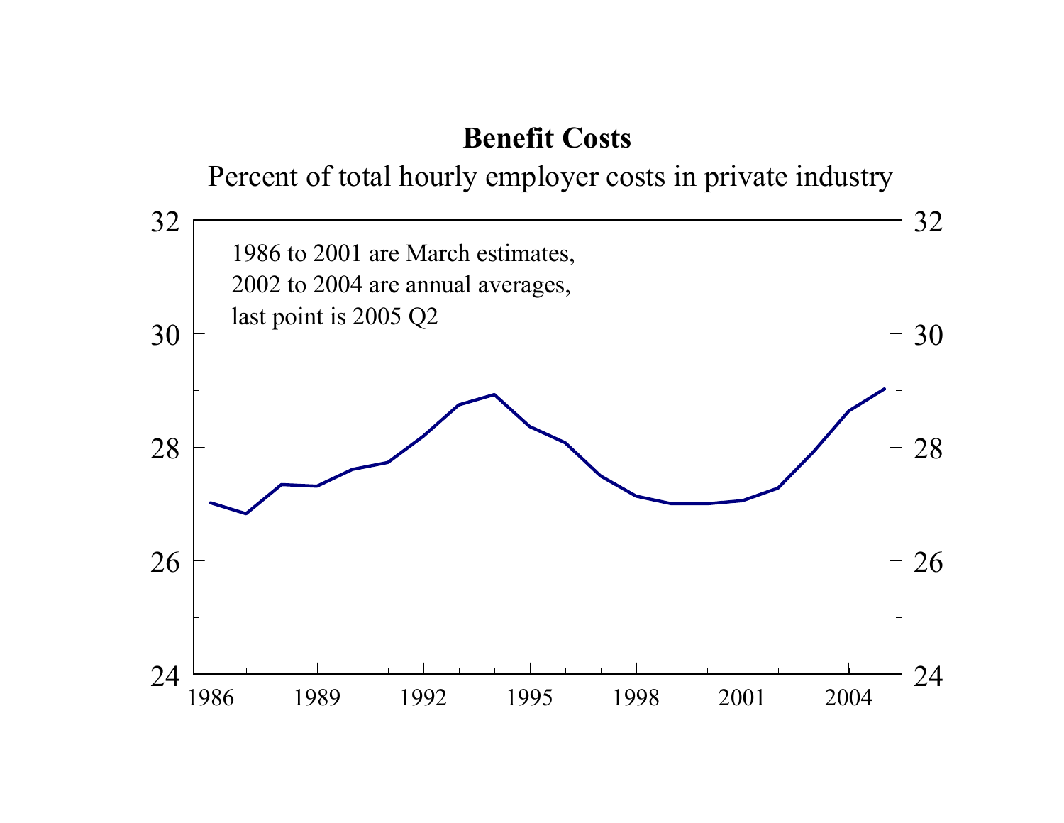**Benefit Costs**

Percent of total hourly employer costs in private industry

1986 to 2001 are March estimates,
2002 to 2004 are annual averages,
last point is 2005 Q2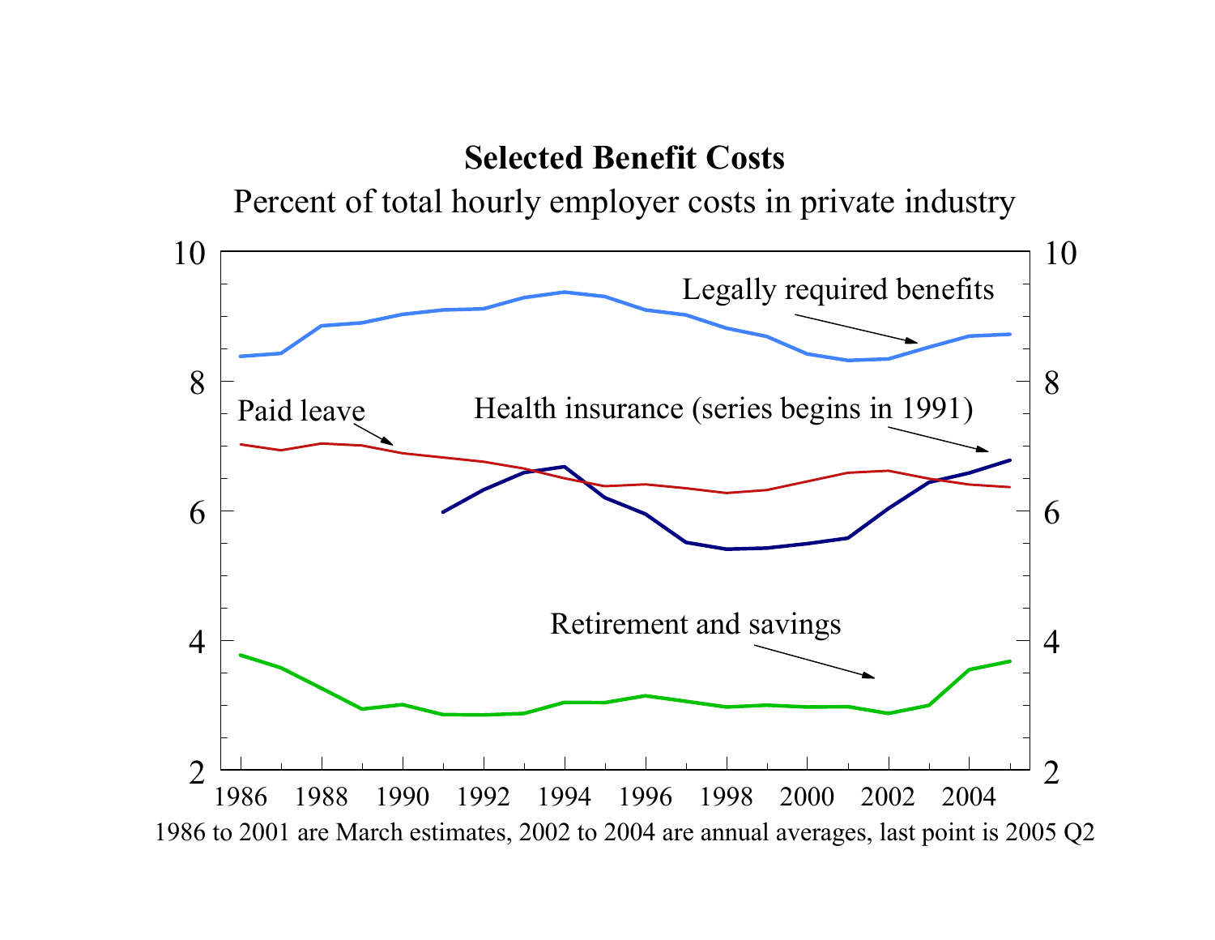**Selected Benefit Costs**

Percent of total hourly employer costs in private industry

Legally required benefits

Paid leave

Health insurance (series begins in 1991)

Retirement and savings

1986 to 2001 are March estimates, 2002 to 2004 are annual averages, last point is 2005 Q2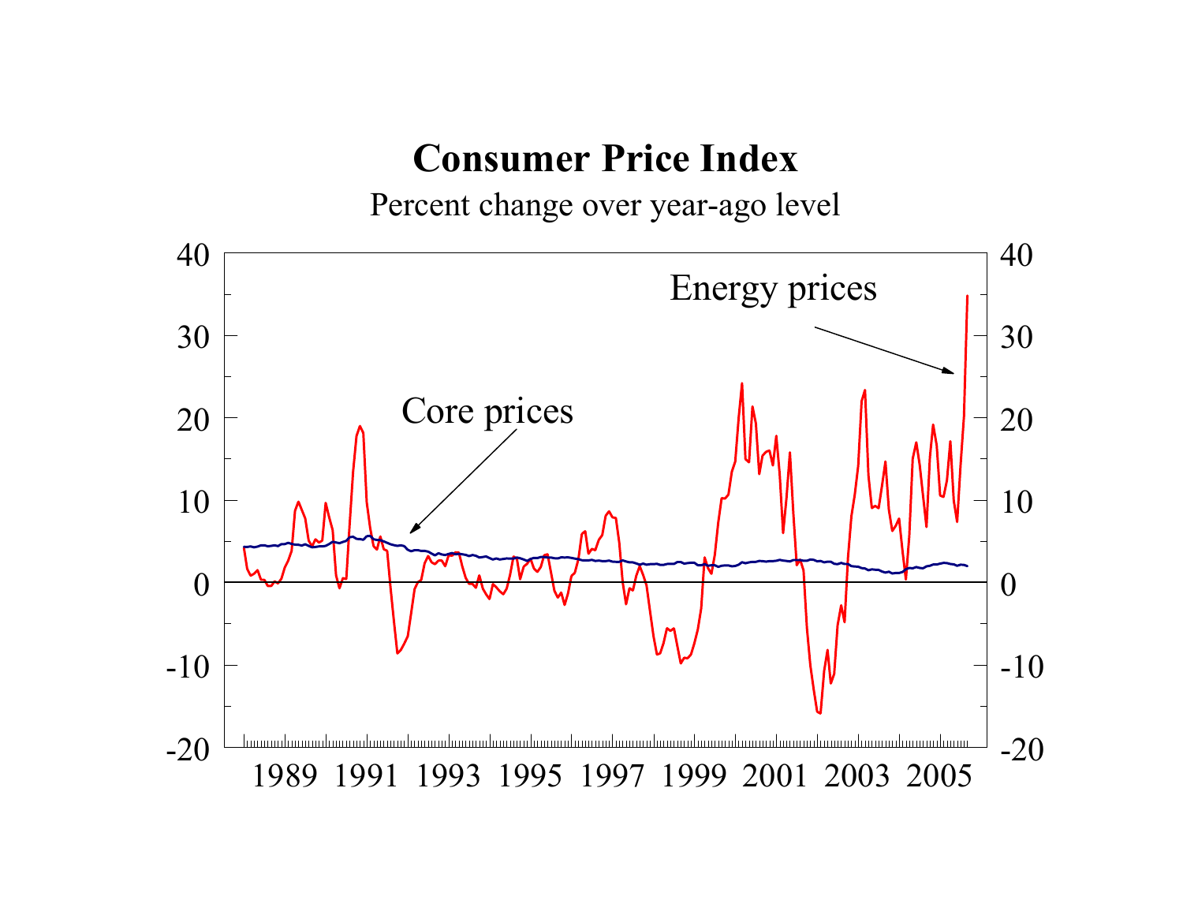# Consumer Price Index

Percent change over year-ago level

Energy prices

Core prices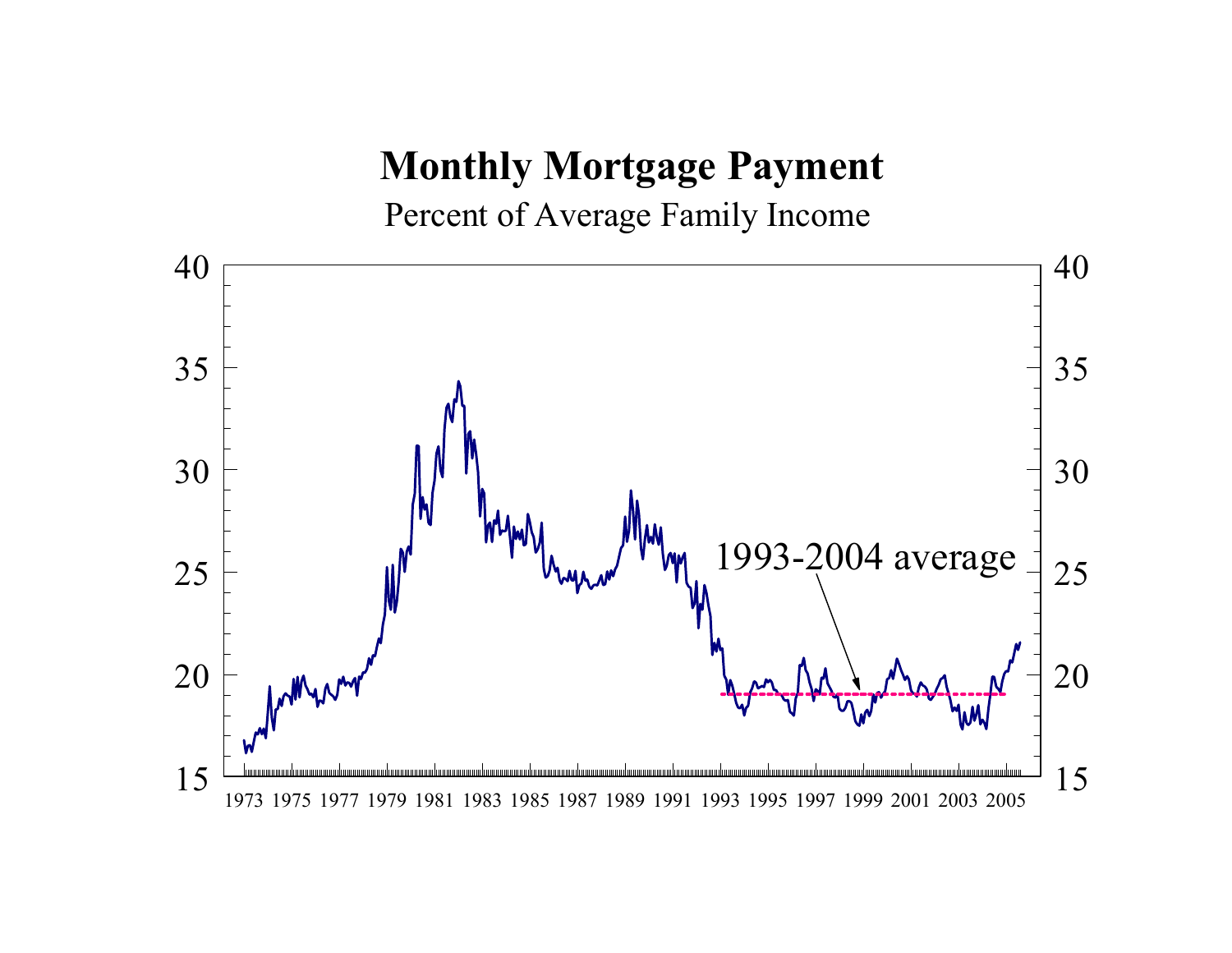# Monthly Mortgage Payment

Percent of Average Family Income

1993-2004 average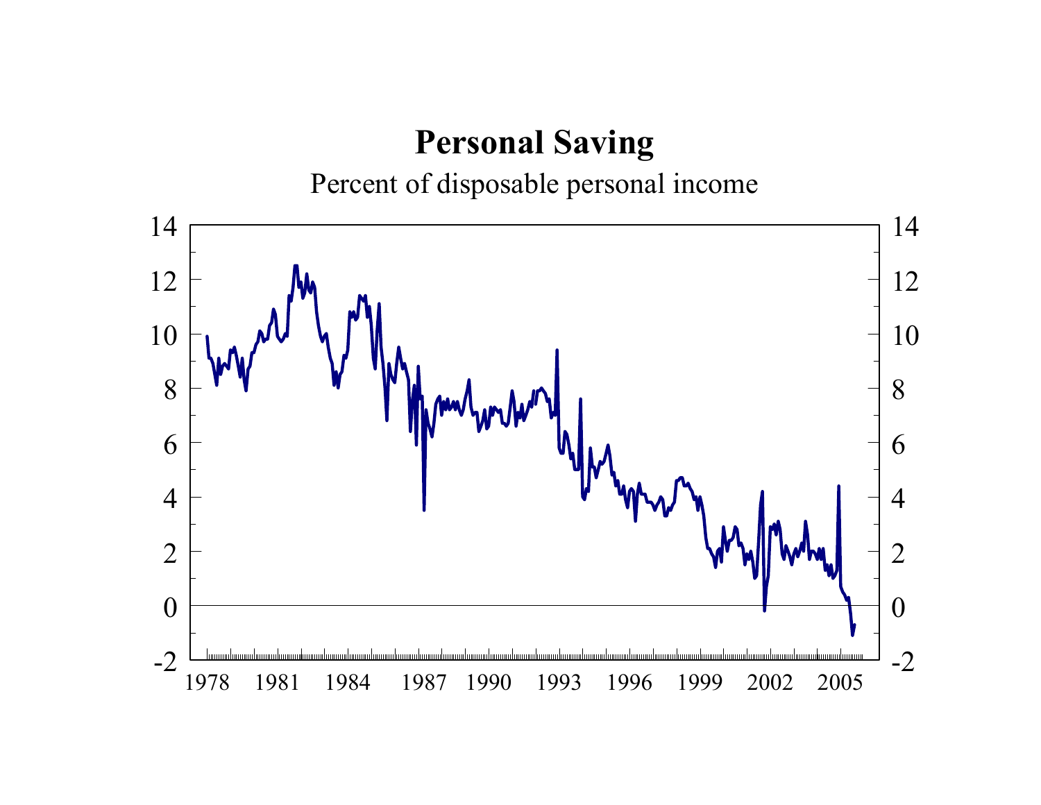# Personal Saving

Percent of disposable personal income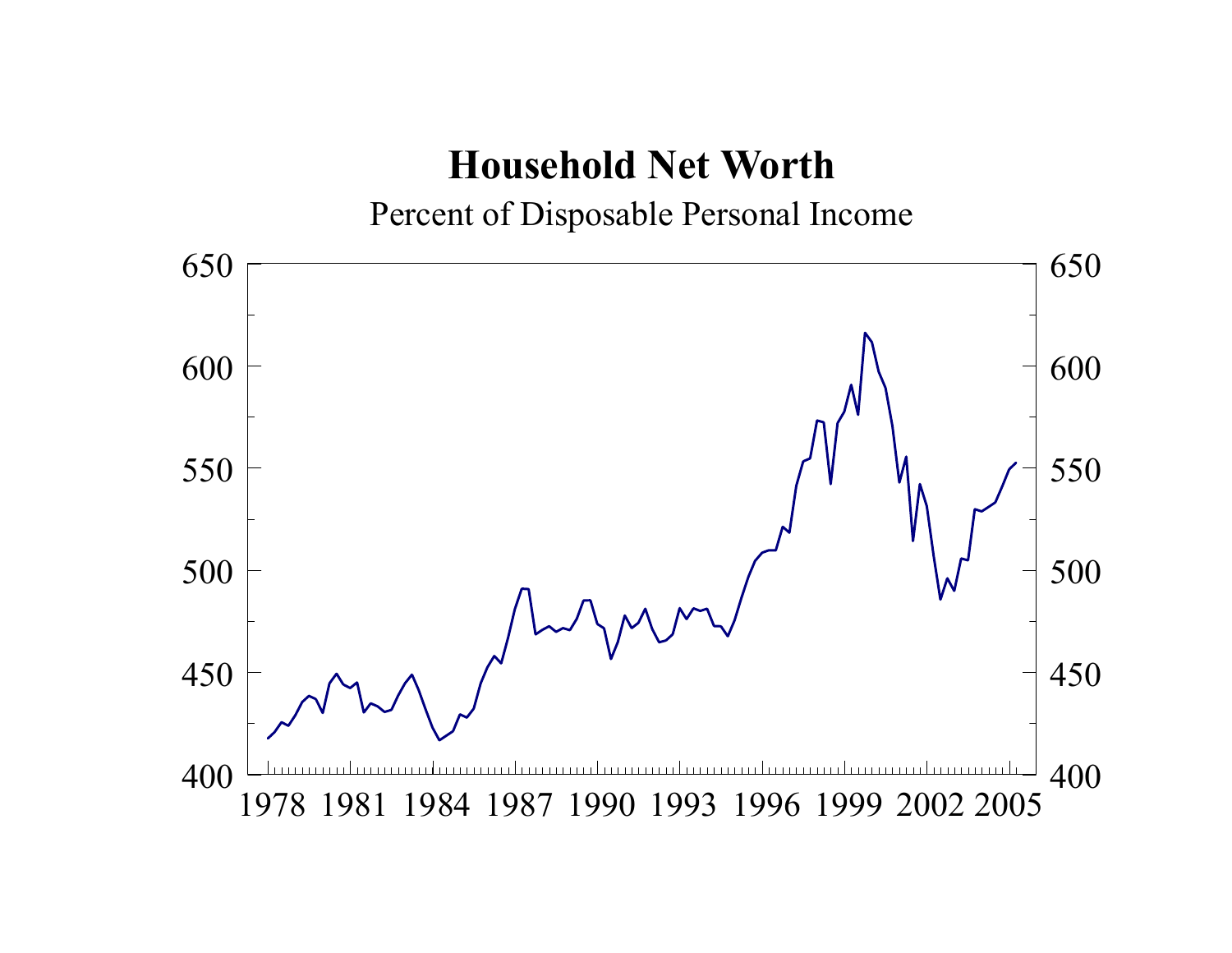# Household Net Worth

Percent of Disposable Personal Income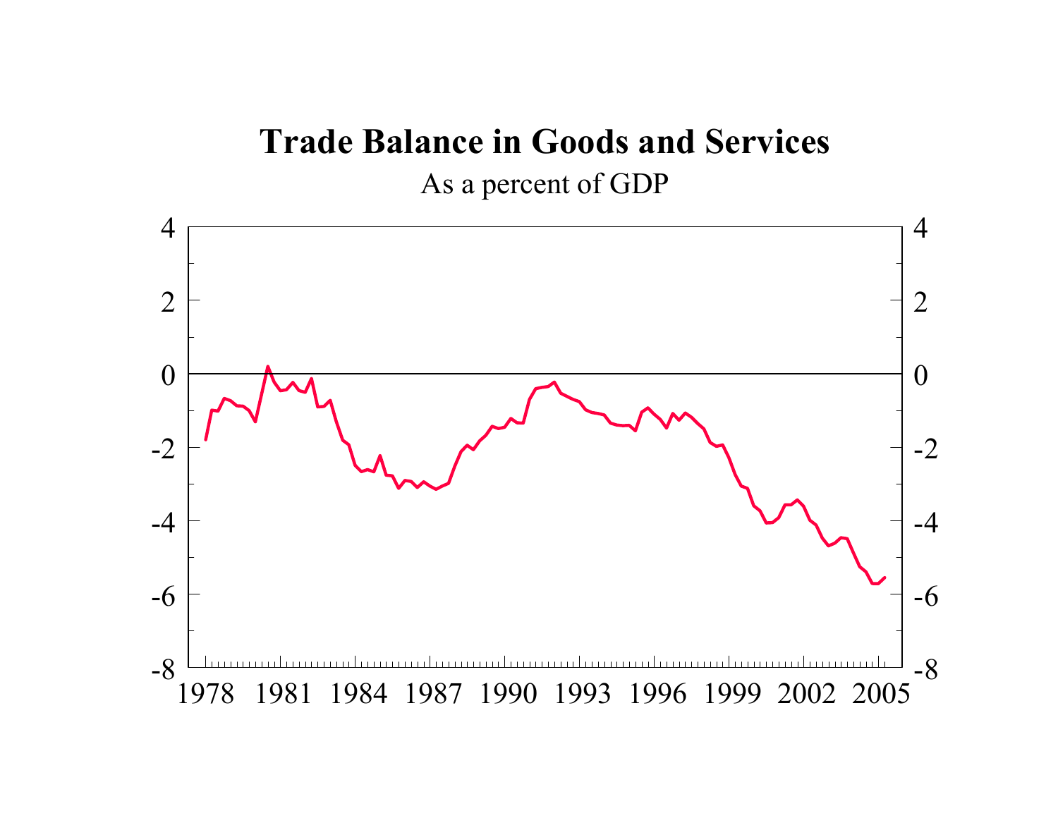## Trade Balance in Goods and Services

As a percent of GDP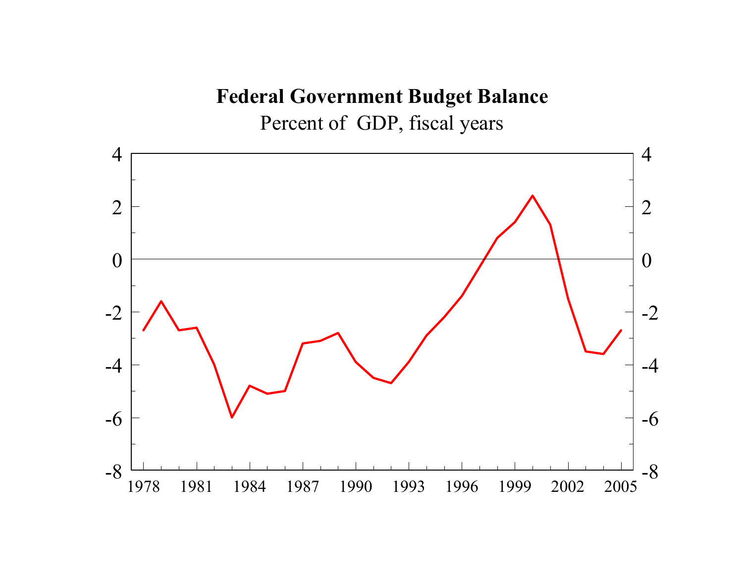**Federal Government Budget Balance**

Percent of GDP, fiscal years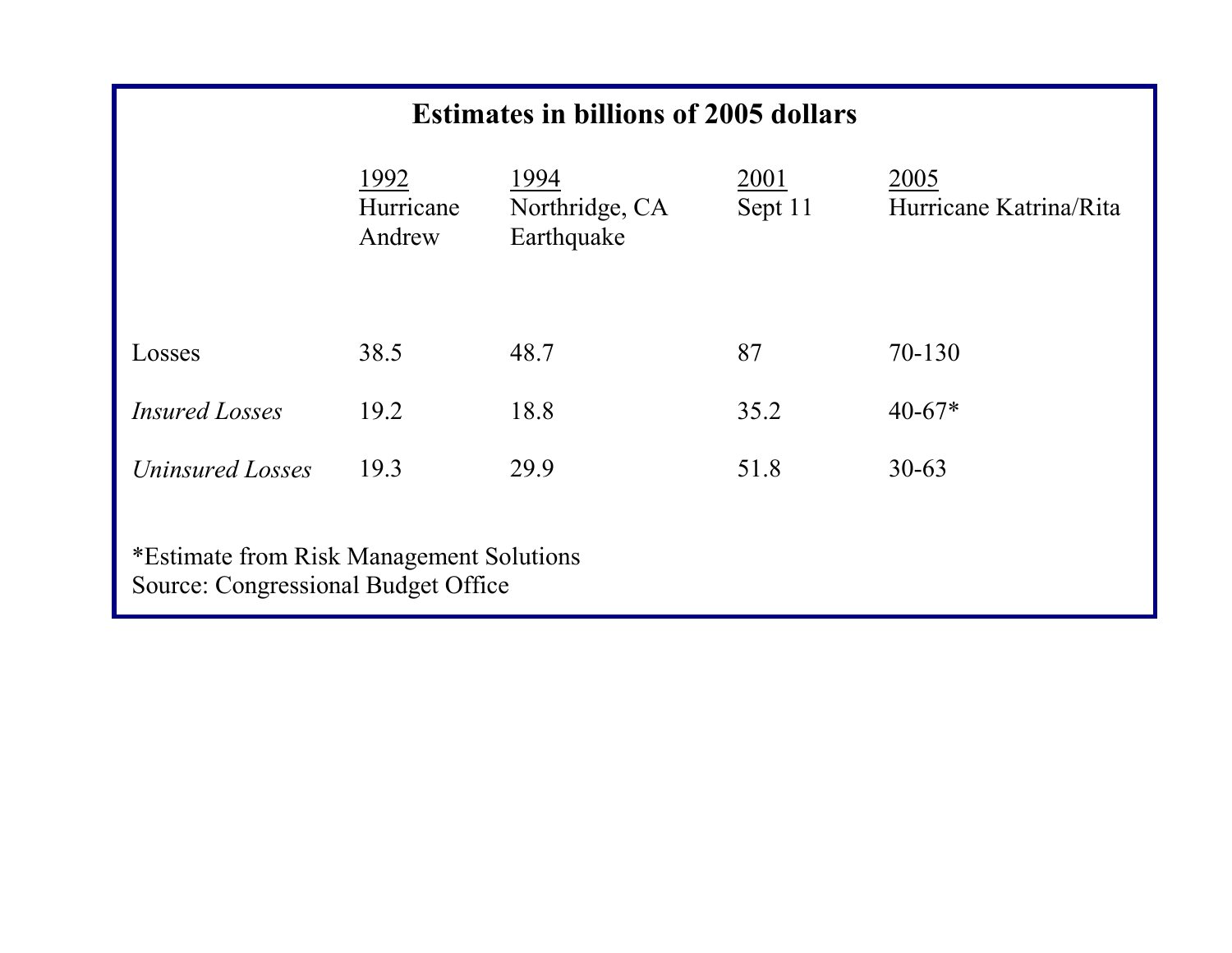**Estimates in billions of 2005 dollars**

| | 1992 Hurricane Andrew | 1994 Northridge, CA Earthquake | 2001 Sept 11 | 2005 Hurricane Katrina/Rita |
|---|---|---|---|---|
| Losses | 38.5 | 48.7 | 87 | 70-130 |
| *Insured Losses* | 19.2 | 18.8 | 35.2 | 40-67* |
| *Uninsured Losses* | 19.3 | 29.9 | 51.8 | 30-63 |

*Estimate from Risk Management Solutions
Source: Congressional Budget Office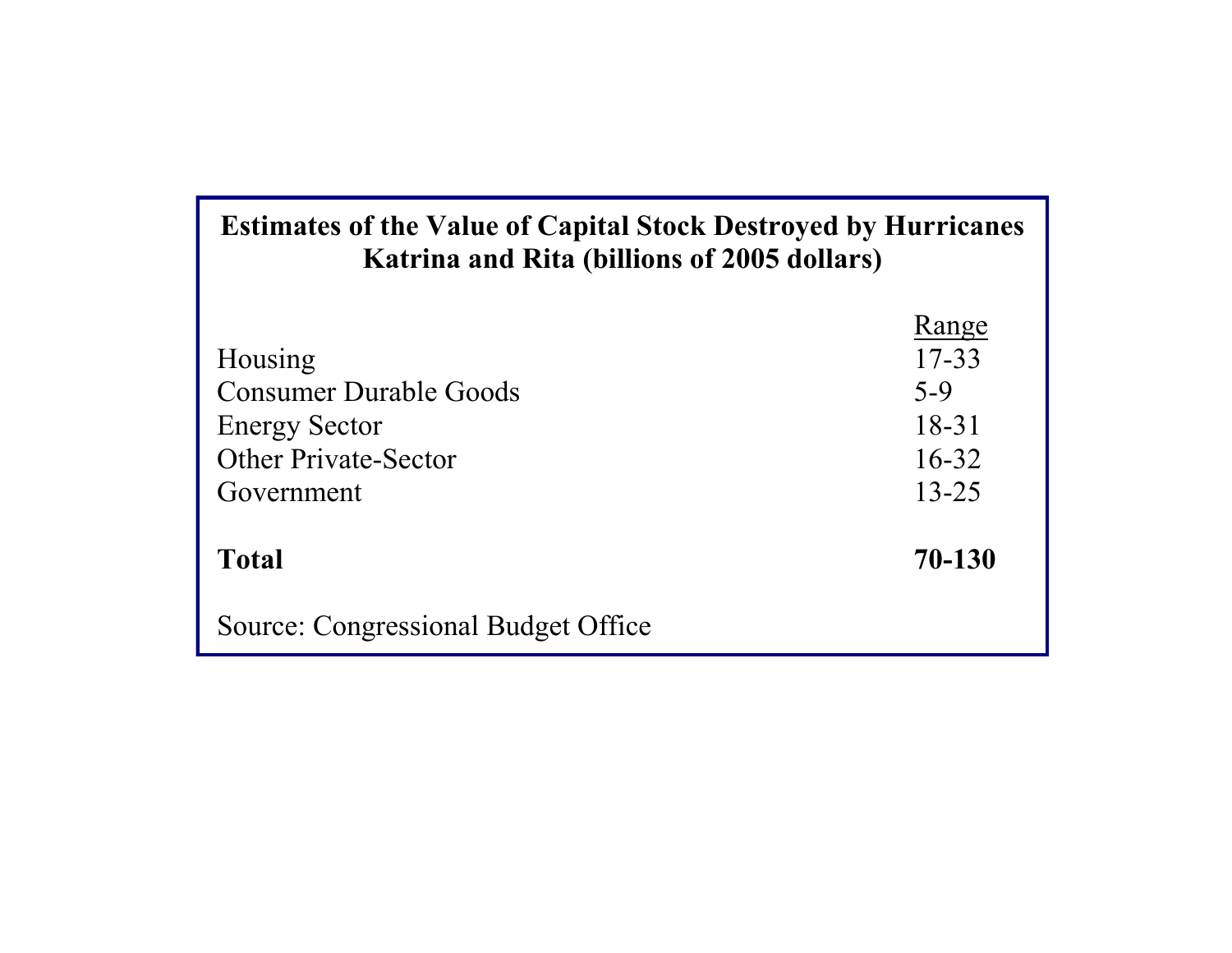**Estimates of the Value of Capital Stock Destroyed by Hurricanes Katrina and Rita (billions of 2005 dollars)**

| | Range |
|---|---|
| Housing | 17-33 |
| Consumer Durable Goods | 5-9 |
| Energy Sector | 18-31 |
| Other Private-Sector | 16-32 |
| Government | 13-25 |
| **Total** | **70-130** |

Source: Congressional Budget Office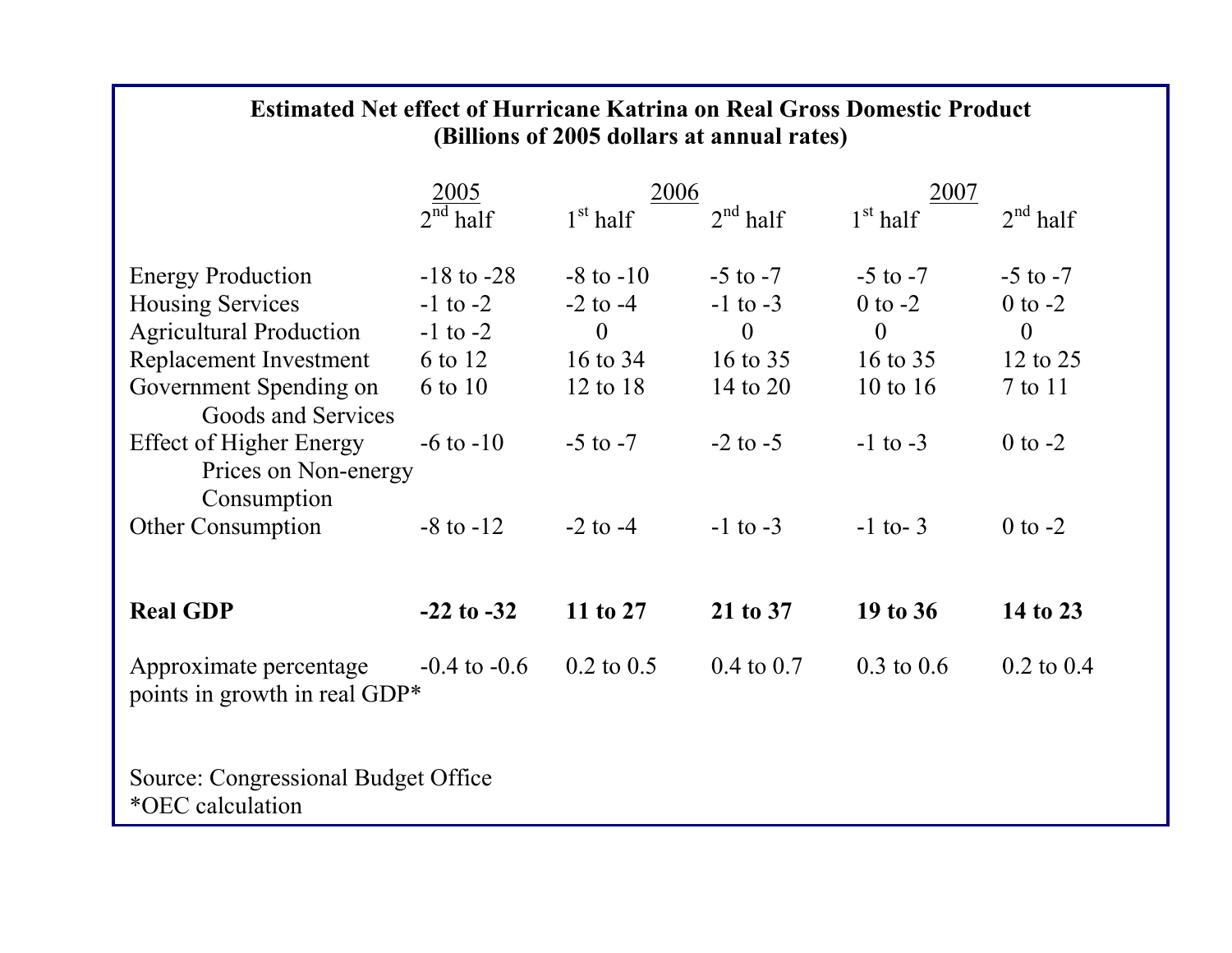**Estimated Net effect of Hurricane Katrina on Real Gross Domestic Product**
**(Billions of 2005 dollars at annual rates)**

| | 2005 | 2006 | | 2007 | |
|---|---|---|---|---|---|
| | 2nd half | 1st half | 2nd half | 1st half | 2nd half |
| Energy Production | -18 to -28 | -8 to -10 | -5 to -7 | -5 to -7 | -5 to -7 |
| Housing Services | -1 to -2 | -2 to -4 | -1 to -3 | 0 to -2 | 0 to -2 |
| Agricultural Production | -1 to -2 | 0 | 0 | 0 | 0 |
| Replacement Investment | 6 to 12 | 16 to 34 | 16 to 35 | 16 to 35 | 12 to 25 |
| Government Spending on Goods and Services | 6 to 10 | 12 to 18 | 14 to 20 | 10 to 16 | 7 to 11 |
| Effect of Higher Energy Prices on Non-energy Consumption | -6 to -10 | -5 to -7 | -2 to -5 | -1 to -3 | 0 to -2 |
| Other Consumption | -8 to -12 | -2 to -4 | -1 to -3 | -1 to- 3 | 0 to -2 |
| **Real GDP** | **-22 to -32** | **11 to 27** | **21 to 37** | **19 to 36** | **14 to 23** |
| Approximate percentage points in growth in real GDP* | -0.4 to -0.6 | 0.2 to 0.5 | 0.4 to 0.7 | 0.3 to 0.6 | 0.2 to 0.4 |

Source: Congressional Budget Office
*OEC calculation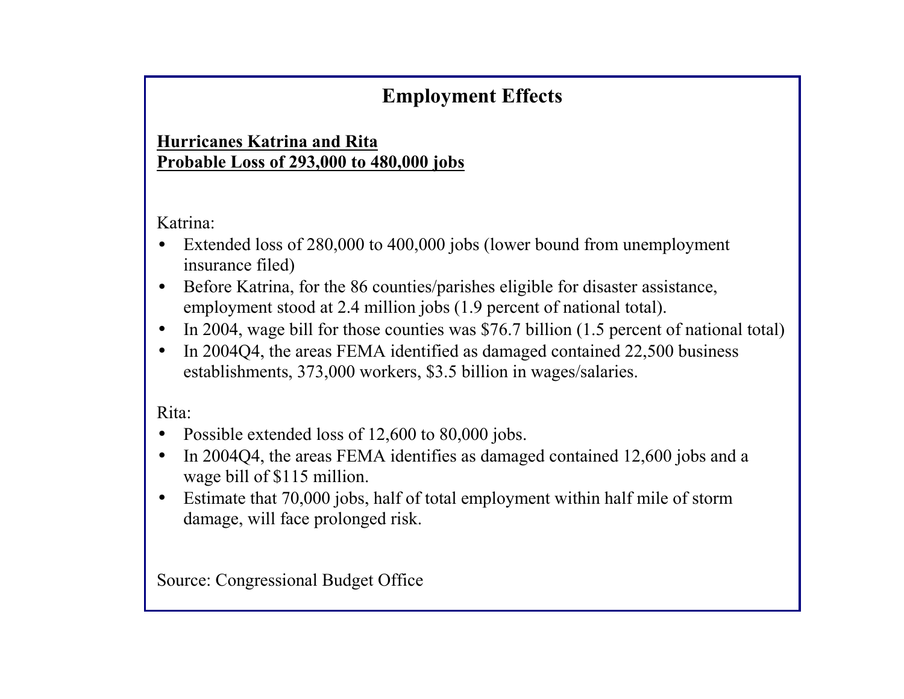# Employment Effects

**Hurricanes Katrina and Rita**
**Probable Loss of 293,000 to 480,000 jobs**

Katrina:

- Extended loss of 280,000 to 400,000 jobs (lower bound from unemployment insurance filed)
- Before Katrina, for the 86 counties/parishes eligible for disaster assistance, employment stood at 2.4 million jobs (1.9 percent of national total).
- In 2004, wage bill for those counties was $76.7 billion (1.5 percent of national total)
- In 2004Q4, the areas FEMA identified as damaged contained 22,500 business establishments, 373,000 workers, $3.5 billion in wages/salaries.

Rita:

- Possible extended loss of 12,600 to 80,000 jobs.
- In 2004Q4, the areas FEMA identifies as damaged contained 12,600 jobs and a wage bill of $115 million.
- Estimate that 70,000 jobs, half of total employment within half mile of storm damage, will face prolonged risk.

Source: Congressional Budget Office